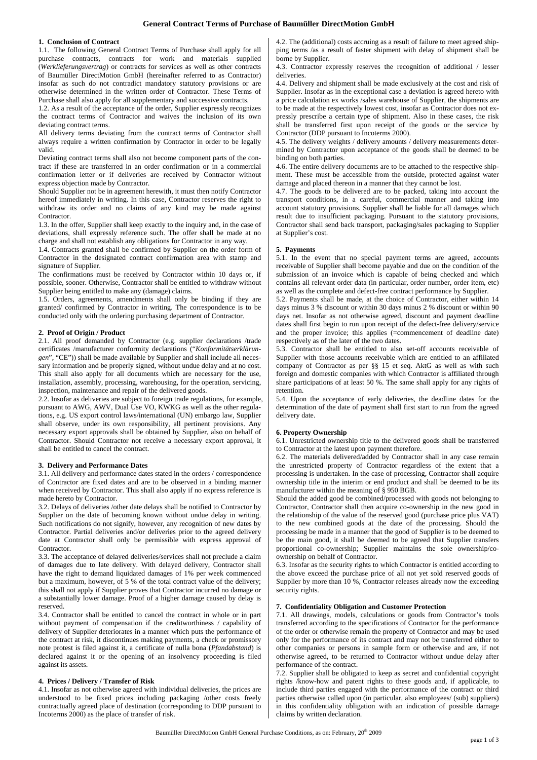# General Contract Terms of Purchase of Baumüller DirectMotion GmbH

## 1. Conclusion of Contract

1.1. The following General Contract Terms of Purchase shall apply for all purchase contracts, contracts for work and materials supplied (*Werklieferungsvertrag*) or contracts for services as well as other contracts of Baumüller DirectMotion GmbH (hereinafter referred to as Contractor) insofar as such do not contradict mandatory statutory provisions or are otherwise determined in the written order of Contractor. These Terms of Purchase shall also apply for all supplementary and successive contracts.

1.2. As a result of the acceptance of the order, Supplier expressly recognizes the contract terms of Contractor and waives the inclusion of its own deviating contract terms.

All delivery terms deviating from the contract terms of Contractor shall always require a written confirmation by Contractor in order to be legally valid.

Deviating contract terms shall also not become component parts of the contract if these are transferred in an order confirmation or in a commercial confirmation letter or if deliveries are received by Contractor without express objection made by Contractor.

Should Supplier not be in agreement herewith, it must then notify Contractor hereof immediately in writing. In this case, Contractor reserves the right to withdraw its order and no claims of any kind may be made against Contractor.

1.3. In the offer, Supplier shall keep exactly to the inquiry and, in the case of deviations, shall expressly reference such. The offer shall be made at no charge and shall not establish any obligations for Contractor in any way.

1.4. Contracts granted shall be confirmed by Supplier on the order form of Contractor in the designated contract confirmation area with stamp and signature of Supplier.

The confirmations must be received by Contractor within 10 days or, if possible, sooner. Otherwise, Contractor shall be entitled to withdraw without Supplier being entitled to make any (damage) claims.

1.5. Orders, agreements, amendments shall only be binding if they are granted/ confirmed by Contractor in writing. The correspondence is to be conducted only with the ordering purchasing department of Contractor.

## 2. Proof of Origin / Product

2.1. All proof demanded by Contractor (e.g. supplier declarations /trade certificates /manufacturer conformity declarations ("*Konformitätserklärungen*", "CE")) shall be made available by Supplier and shall include all necessary information and be properly signed, without undue delay and at no cost. This shall also apply for all documents which are necessary for the use, installation, assembly, processing, warehousing, for the operation, servicing, inspection, maintenance and repair of the delivered goods.

2.2. Insofar as deliveries are subject to foreign trade regulations, for example, pursuant to AWG, AWV, Dual Use VO, KWKG as well as the other regulations, e.g. US export control laws/international (UN) embargo law, Supplier shall observe, under its own responsibility, all pertinent provisions. Any necessary export approvals shall be obtained by Supplier, also on behalf of Contractor. Should Contractor not receive a necessary export approval, it shall be entitled to cancel the contract.

## 3. Delivery and Performance Dates

3.1. All delivery and performance dates stated in the orders / correspondence of Contractor are fixed dates and are to be observed in a binding manner when received by Contractor. This shall also apply if no express reference is made hereto by Contractor.

3.2. Delays of deliveries /other date delays shall be notified to Contractor by Supplier on the date of becoming known without undue delay in writing. Such notifications do not signify, however, any recognition of new dates by Contractor. Partial deliveries and/or deliveries prior to the agreed delivery date at Contractor shall only be permissible with express approval of Contractor.

3.3. The acceptance of delayed deliveries/services shall not preclude a claim of damages due to late delivery. With delayed delivery, Contractor shall have the right to demand liquidated damages of 1% per week commenced but a maximum, however, of 5 % of the total contract value of the delivery; this shall not apply if Supplier proves that Contractor incurred no damage or a substantially lower damage. Proof of a higher damage caused by delay is reserved.

3.4. Contractor shall be entitled to cancel the contract in whole or in part without payment of compensation if the creditworthiness / capability of delivery of Supplier deteriorates in a manner which puts the performance of the contract at risk, it discontinues making payments, a check or promissory note protest is filed against it, a certificate of nulla bona (*Pfandabstand*) is declared against it or the opening of an insolvency proceeding is filed against its assets.

## 4. Prices / Delivery / Transfer of Risk

4.1. Insofar as not otherwise agreed with individual deliveries, the prices are understood to be fixed prices including packaging /other costs freely contractually agreed place of destination (corresponding to DDP pursuant to Incoterms 2000) as the place of transfer of risk.

4.2. The (additional) costs accruing as a result of failure to meet agreed shipping terms /as a result of faster shipment with delay of shipment shall be borne by Supplier.

4.3. Contractor expressly reserves the recognition of additional / lesser deliveries.

4.4. Delivery and shipment shall be made exclusively at the cost and risk of Supplier. Insofar as in the exceptional case a deviation is agreed hereto with a price calculation ex works /sales warehouse of Supplier, the shipments are to be made at the respectively lowest cost, insofar as Contractor does not expressly prescribe a certain type of shipment. Also in these cases, the risk shall be transferred first upon receipt of the goods or the service by Contractor (DDP pursuant to Incoterms 2000).

4.5. The delivery weights / delivery amounts / delivery measurements determined by Contractor upon acceptance of the goods shall be deemed to be binding on both parties.

4.6. The entire delivery documents are to be attached to the respective shipment. These must be accessible from the outside, protected against water damage and placed thereon in a manner that they cannot be lost.

4.7. The goods to be delivered are to be packed, taking into account the transport conditions, in a careful, commercial manner and taking into account statutory provisions. Supplier shall be liable for all damages which result due to insufficient packaging. Pursuant to the statutory provisions, Contractor shall send back transport, packaging/sales packaging to Supplier at Supplier's cost.

## 5. Payments

5.1. In the event that no special payment terms are agreed, accounts receivable of Supplier shall become payable and due on the condition of the submission of an invoice which is capable of being checked and which contains all relevant order data (in particular, order number, order item, etc) as well as the complete and defect-free contract performance by Supplier.

5.2. Payments shall be made, at the choice of Contractor, either within 14 days minus 3 % discount or within 30 days minus 2 % discount or within 90 days net. Insofar as not otherwise agreed, discount and payment deadline dates shall first begin to run upon receipt of the defect-free delivery/service and the proper invoice; this applies (=commencement of deadline date) respectively as of the later of the two dates.

5.3. Contractor shall be entitled to also set-off accounts receivable of Supplier with those accounts receivable which are entitled to an affiliated company of Contractor as per §§ 15 et seq. AktG as well as with such foreign and domestic companies with which Contractor is affiliated through share participations of at least 50 %. The same shall apply for any rights of retention.

5.4. Upon the acceptance of early deliveries, the deadline dates for the determination of the date of payment shall first start to run from the agreed delivery date.

## 6. Property Ownership

6.1. Unrestricted ownership title to the delivered goods shall be transferred to Contractor at the latest upon payment therefore.

6.2. The materials delivered/added by Contractor shall in any case remain the unrestricted property of Contractor regardless of the extent that a processing is undertaken. In the case of processing, Contractor shall acquire ownership title in the interim or end product and shall be deemed to be its manufacturer within the meaning of § 950 BGB.

Should the added good be combined/processed with goods not belonging to Contractor, Contractor shall then acquire co-ownership in the new good in the relationship of the value of the reserved good (purchase price plus VAT) to the new combined goods at the date of the processing. Should the processing be made in a manner that the good of Supplier is to be deemed to be the main good, it shall be deemed to be agreed that Supplier transfers proportional co-ownership; Supplier maintains the sole ownership/co-ownership on behalf of Contractor.

6.3. Insofar as the security rights to which Contractor is entitled according to the above exceed the purchase price of all not yet sold reserved goods of Supplier by more than 10 %, Contractor releases already now the exceeding security rights.

## 7. Confidentiality Obligation and Customer Protection

7.1. All drawings, models, calculations or goods from Contractor's tools transferred according to the specifications of Contractor for the performance of the order or otherwise remain the property of Contractor and may be used only for the performance of its contract and may not be transferred either to other companies or persons in sample form or otherwise and are, if not otherwise agreed, to be returned to Contractor without undue delay after performance of the contract.

7.2. Supplier shall be obligated to keep as secret and confidential copyright rights /know-how and patent rights to these goods and, if applicable, to include third parties engaged with the performance of the contract or third parties otherwise called upon (in particular, also employees/ (sub) suppliers) in this confidentiality obligation with an indication of possible damage claims by written declaration.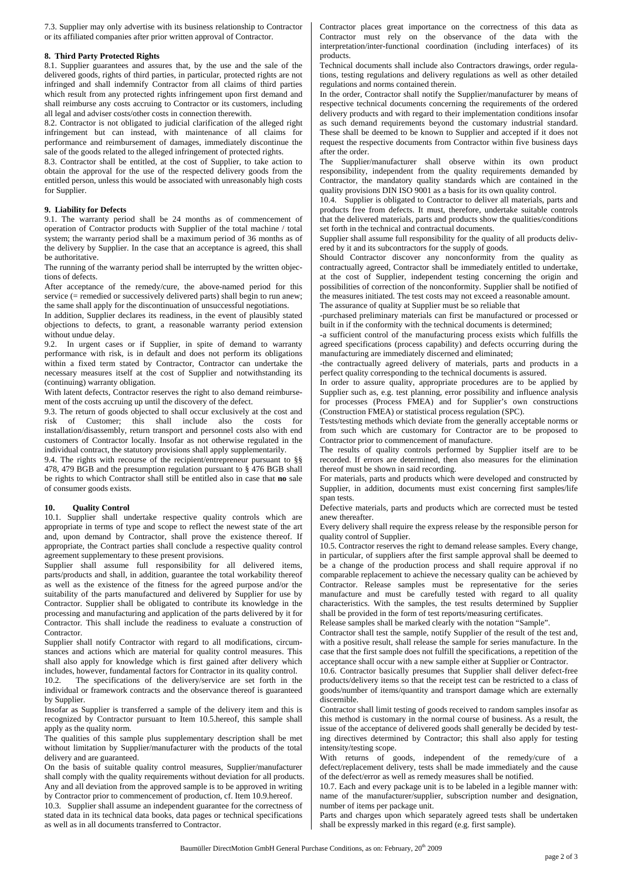7.3. Supplier may only advertise with its business relationship to Contractor or its affiliated companies after prior written approval of Contractor.

**8. Third Party Protected Rights**

8.1. Supplier guarantees and assures that, by the use and the sale of the delivered goods, rights of third parties, in particular, protected rights are not infringed and shall indemnify Contractor from all claims of third parties which result from any protected rights infringement upon first demand and shall reimburse any costs accruing to Contractor or its customers, including all legal and adviser costs/other costs in connection therewith.

8.2. Contractor is not obligated to judicial clarification of the alleged right infringement but can instead, with maintenance of all claims for performance and reimbursement of damages, immediately discontinue the sale of the goods related to the alleged infringement of protected rights.

8.3. Contractor shall be entitled, at the cost of Supplier, to take action to obtain the approval for the use of the respected delivery goods from the entitled person, unless this would be associated with unreasonably high costs for Supplier.

**9. Liability for Defects**

9.1. The warranty period shall be 24 months as of commencement of operation of Contractor products with Supplier of the total machine / total system; the warranty period shall be a maximum period of 36 months as of the delivery by Supplier. In the case that an acceptance is agreed, this shall be authoritative.

The running of the warranty period shall be interrupted by the written objections of defects.

After acceptance of the remedy/cure, the above-named period for this service (= remedied or successively delivered parts) shall begin to run anew; the same shall apply for the discontinuation of unsuccessful negotiations.

In addition, Supplier declares its readiness, in the event of plausibly stated objections to defects, to grant, a reasonable warranty period extension without undue delay.

9.2. In urgent cases or if Supplier, in spite of demand to warranty performance with risk, is in default and does not perform its obligations within a fixed term stated by Contractor, Contractor can undertake the necessary measures itself at the cost of Supplier and notwithstanding its (continuing) warranty obligation.

With latent defects, Contractor reserves the right to also demand reimbursement of the costs accruing up until the discovery of the defect.

9.3. The return of goods objected to shall occur exclusively at the cost and risk of Customer; this shall include also the costs for installation/disassembly, return transport and personnel costs also with end customers of Contractor locally. Insofar as not otherwise regulated in the individual contract, the statutory provisions shall apply supplementarily.

9.4. The rights with recourse of the recipient/entrepreneur pursuant to §§ 478, 479 BGB and the presumption regulation pursuant to § 476 BGB shall be rights to which Contractor shall still be entitled also in case that **no** sale of consumer goods exists.

**10. Quality Control**

10.1. Supplier shall undertake respective quality controls which are appropriate in terms of type and scope to reflect the newest state of the art and, upon demand by Contractor, shall prove the existence thereof. If appropriate, the Contract parties shall conclude a respective quality control agreement supplementary to these present provisions.

Supplier shall assume full responsibility for all delivered items, parts/products and shall, in addition, guarantee the total workability thereof as well as the existence of the fitness for the agreed purpose and/or the suitability of the parts manufactured and delivered by Supplier for use by Contractor. Supplier shall be obligated to contribute its knowledge in the processing and manufacturing and application of the parts delivered by it for Contractor. This shall include the readiness to evaluate a construction of Contractor.

Supplier shall notify Contractor with regard to all modifications, circumstances and actions which are material for quality control measures. This shall also apply for knowledge which is first gained after delivery which includes, however, fundamental factors for Contractor in its quality control.

10.2. The specifications of the delivery/service are set forth in the individual or framework contracts and the observance thereof is guaranteed by Supplier.

Insofar as Supplier is transferred a sample of the delivery item and this is recognized by Contractor pursuant to Item 10.5.hereof, this sample shall apply as the quality norm.

The qualities of this sample plus supplementary description shall be met without limitation by Supplier/manufacturer with the products of the total delivery and are guaranteed.

On the basis of suitable quality control measures, Supplier/manufacturer shall comply with the quality requirements without deviation for all products. Any and all deviation from the approved sample is to be approved in writing by Contractor prior to commencement of production, cf. Item 10.9.hereof.

10.3. Supplier shall assume an independent guarantee for the correctness of stated data in its technical data books, data pages or technical specifications as well as in all documents transferred to Contractor.

Contractor places great importance on the correctness of this data as Contractor must rely on the observance of the data with the interpretation/inter-functional coordination (including interfaces) of its products.

Technical documents shall include also Contractors drawings, order regulations, testing regulations and delivery regulations as well as other detailed regulations and norms contained therein.

In the order, Contractor shall notify the Supplier/manufacturer by means of respective technical documents concerning the requirements of the ordered delivery products and with regard to their implementation conditions insofar as such demand requirements beyond the customary industrial standard. These shall be deemed to be known to Supplier and accepted if it does not request the respective documents from Contractor within five business days after the order.

The Supplier/manufacturer shall observe within its own product responsibility, independent from the quality requirements demanded by Contractor, the mandatory quality standards which are contained in the quality provisions DIN ISO 9001 as a basis for its own quality control.

10.4. Supplier is obligated to Contractor to deliver all materials, parts and products free from defects. It must, therefore, undertake suitable controls that the delivered materials, parts and products show the qualities/conditions set forth in the technical and contractual documents.

Supplier shall assume full responsibility for the quality of all products delivered by it and its subcontractors for the supply of goods.

Should Contractor discover any nonconformity from the quality as contractually agreed, Contractor shall be immediately entitled to undertake, at the cost of Supplier, independent testing concerning the origin and possibilities of correction of the nonconformity. Supplier shall be notified of the measures initiated. The test costs may not exceed a reasonable amount.

The assurance of quality at Supplier must be so reliable that

-purchased preliminary materials can first be manufactured or processed or built in if the conformity with the technical documents is determined;

-a sufficient control of the manufacturing process exists which fulfills the agreed specifications (process capability) and defects occurring during the manufacturing are immediately discerned and eliminated;

-the contractually agreed delivery of materials, parts and products in a perfect quality corresponding to the technical documents is assured.

In order to assure quality, appropriate procedures are to be applied by Supplier such as, e.g. test planning, error possibility and influence analysis for processes (Process FMEA) and for Supplier's own constructions (Construction FMEA) or statistical process regulation (SPC).

Tests/testing methods which deviate from the generally acceptable norms or from such which are customary for Contractor are to be proposed to Contractor prior to commencement of manufacture.

The results of quality controls performed by Supplier itself are to be recorded. If errors are determined, then also measures for the elimination thereof must be shown in said recording.

For materials, parts and products which were developed and constructed by Supplier, in addition, documents must exist concerning first samples/life span tests.

Defective materials, parts and products which are corrected must be tested anew thereafter.

Every delivery shall require the express release by the responsible person for quality control of Supplier.

10.5. Contractor reserves the right to demand release samples. Every change, in particular, of suppliers after the first sample approval shall be deemed to be a change of the production process and shall require approval if no comparable replacement to achieve the necessary quality can be achieved by Contractor. Release samples must be representative for the series manufacture and must be carefully tested with regard to all quality characteristics. With the samples, the test results determined by Supplier shall be provided in the form of test reports/measuring certificates.

Release samples shall be marked clearly with the notation "Sample".

Contractor shall test the sample, notify Supplier of the result of the test and, with a positive result, shall release the sample for series manufacture. In the case that the first sample does not fulfill the specifications, a repetition of the acceptance shall occur with a new sample either at Supplier or Contractor.

10.6. Contractor basically presumes that Supplier shall deliver defect-free products/delivery items so that the receipt test can be restricted to a class of goods/number of items/quantity and transport damage which are externally discernible.

Contractor shall limit testing of goods received to random samples insofar as this method is customary in the normal course of business. As a result, the issue of the acceptance of delivered goods shall generally be decided by testing directives determined by Contractor; this shall also apply for testing intensity/testing scope.

With returns of goods, independent of the remedy/cure of a defect/replacement delivery, tests shall be made immediately and the cause of the defect/error as well as remedy measures shall be notified.

10.7. Each and every package unit is to be labeled in a legible manner with: name of the manufacturer/supplier, subscription number and designation, number of items per package unit.

Parts and charges upon which separately agreed tests shall be undertaken shall be expressly marked in this regard (e.g. first sample).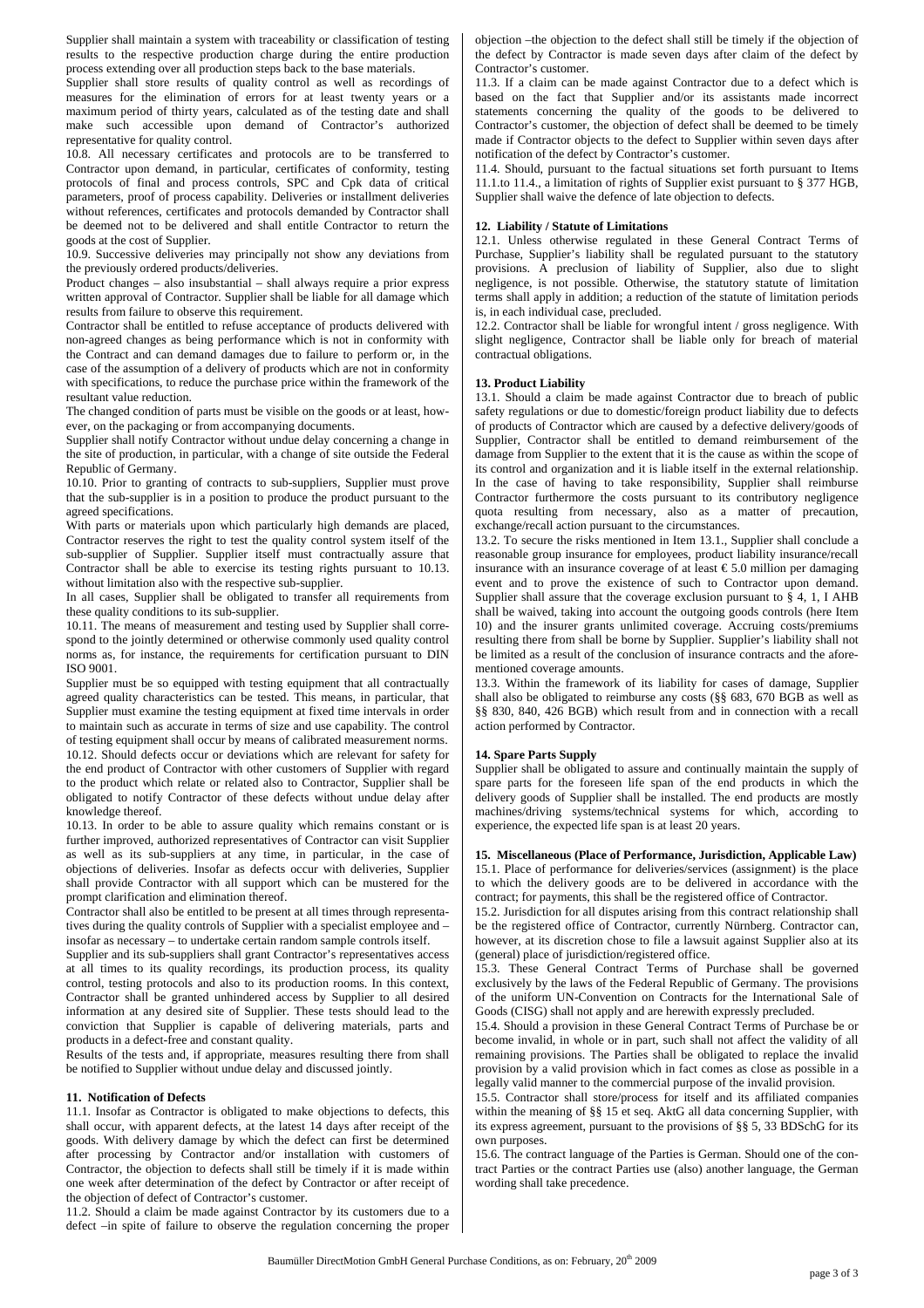Supplier shall maintain a system with traceability or classification of testing results to the respective production charge during the entire production process extending over all production steps back to the base materials.

Supplier shall store results of quality control as well as recordings of measures for the elimination of errors for at least twenty years or a maximum period of thirty years, calculated as of the testing date and shall make such accessible upon demand of Contractor's authorized representative for quality control.

10.8. All necessary certificates and protocols are to be transferred to Contractor upon demand, in particular, certificates of conformity, testing protocols of final and process controls, SPC and Cpk data of critical parameters, proof of process capability. Deliveries or installment deliveries without references, certificates and protocols demanded by Contractor shall be deemed not to be delivered and shall entitle Contractor to return the goods at the cost of Supplier.

10.9. Successive deliveries may principally not show any deviations from the previously ordered products/deliveries.

Product changes – also insubstantial – shall always require a prior express written approval of Contractor. Supplier shall be liable for all damage which results from failure to observe this requirement.

Contractor shall be entitled to refuse acceptance of products delivered with non-agreed changes as being performance which is not in conformity with the Contract and can demand damages due to failure to perform or, in the case of the assumption of a delivery of products which are not in conformity with specifications, to reduce the purchase price within the framework of the resultant value reduction.

The changed condition of parts must be visible on the goods or at least, however, on the packaging or from accompanying documents.

Supplier shall notify Contractor without undue delay concerning a change in the site of production, in particular, with a change of site outside the Federal Republic of Germany.

10.10. Prior to granting of contracts to sub-suppliers, Supplier must prove that the sub-supplier is in a position to produce the product pursuant to the agreed specifications.

With parts or materials upon which particularly high demands are placed, Contractor reserves the right to test the quality control system itself of the sub-supplier of Supplier. Supplier itself must contractually assure that Contractor shall be able to exercise its testing rights pursuant to 10.13. without limitation also with the respective sub-supplier.

In all cases, Supplier shall be obligated to transfer all requirements from these quality conditions to its sub-supplier.

10.11. The means of measurement and testing used by Supplier shall correspond to the jointly determined or otherwise commonly used quality control norms as, for instance, the requirements for certification pursuant to DIN ISO 9001.

Supplier must be so equipped with testing equipment that all contractually agreed quality characteristics can be tested. This means, in particular, that Supplier must examine the testing equipment at fixed time intervals in order to maintain such as accurate in terms of size and use capability. The control of testing equipment shall occur by means of calibrated measurement norms.

10.12. Should defects occur or deviations which are relevant for safety for the end product of Contractor with other customers of Supplier with regard to the product which relate or related also to Contractor, Supplier shall be obligated to notify Contractor of these defects without undue delay after knowledge thereof.

10.13. In order to be able to assure quality which remains constant or is further improved, authorized representatives of Contractor can visit Supplier as well as its sub-suppliers at any time, in particular, in the case of objections of deliveries. Insofar as defects occur with deliveries, Supplier shall provide Contractor with all support which can be mustered for the prompt clarification and elimination thereof.

Contractor shall also be entitled to be present at all times through representatives during the quality controls of Supplier with a specialist employee and – insofar as necessary – to undertake certain random sample controls itself.

Supplier and its sub-suppliers shall grant Contractor's representatives access at all times to its quality recordings, its production process, its quality control, testing protocols and also to its production rooms. In this context, Contractor shall be granted unhindered access by Supplier to all desired information at any desired site of Supplier. These tests should lead to the conviction that Supplier is capable of delivering materials, parts and products in a defect-free and constant quality.

Results of the tests and, if appropriate, measures resulting there from shall be notified to Supplier without undue delay and discussed jointly.

### 11. Notification of Defects

11.1. Insofar as Contractor is obligated to make objections to defects, this shall occur, with apparent defects, at the latest 14 days after receipt of the goods. With delivery damage by which the defect can first be determined after processing by Contractor and/or installation with customers of Contractor, the objection to defects shall still be timely if it is made within one week after determination of the defect by Contractor or after receipt of the objection of defect of Contractor's customer.

11.2. Should a claim be made against Contractor by its customers due to a defect –in spite of failure to observe the regulation concerning the proper objection –the objection to the defect shall still be timely if the objection of the defect by Contractor is made seven days after claim of the defect by Contractor's customer.

11.3. If a claim can be made against Contractor due to a defect which is based on the fact that Supplier and/or its assistants made incorrect statements concerning the quality of the goods to be delivered to Contractor's customer, the objection of defect shall be deemed to be timely made if Contractor objects to the defect to Supplier within seven days after notification of the defect by Contractor's customer.

11.4. Should, pursuant to the factual situations set forth pursuant to Items 11.1.to 11.4., a limitation of rights of Supplier exist pursuant to § 377 HGB, Supplier shall waive the defence of late objection to defects.

### 12. Liability / Statute of Limitations

12.1. Unless otherwise regulated in these General Contract Terms of Purchase, Supplier's liability shall be regulated pursuant to the statutory provisions. A preclusion of liability of Supplier, also due to slight negligence, is not possible. Otherwise, the statutory statute of limitation terms shall apply in addition; a reduction of the statute of limitation periods is, in each individual case, precluded.

12.2. Contractor shall be liable for wrongful intent / gross negligence. With slight negligence, Contractor shall be liable only for breach of material contractual obligations.

### 13. Product Liability

13.1. Should a claim be made against Contractor due to breach of public safety regulations or due to domestic/foreign product liability due to defects of products of Contractor which are caused by a defective delivery/goods of Supplier, Contractor shall be entitled to demand reimbursement of the damage from Supplier to the extent that it is the cause as within the scope of its control and organization and it is liable itself in the external relationship. In the case of having to take responsibility, Supplier shall reimburse Contractor furthermore the costs pursuant to its contributory negligence quota resulting from necessary, also as a matter of precaution, exchange/recall action pursuant to the circumstances.

13.2. To secure the risks mentioned in Item 13.1., Supplier shall conclude a reasonable group insurance for employees, product liability insurance/recall insurance with an insurance coverage of at least € 5.0 million per damaging event and to prove the existence of such to Contractor upon demand. Supplier shall assure that the coverage exclusion pursuant to § 4, 1, I AHB shall be waived, taking into account the outgoing goods controls (here Item 10) and the insurer grants unlimited coverage. Accruing costs/premiums resulting there from shall be borne by Supplier. Supplier's liability shall not be limited as a result of the conclusion of insurance contracts and the aforementioned coverage amounts.

13.3. Within the framework of its liability for cases of damage, Supplier shall also be obligated to reimburse any costs (§§ 683, 670 BGB as well as §§ 830, 840, 426 BGB) which result from and in connection with a recall action performed by Contractor.

### 14. Spare Parts Supply

Supplier shall be obligated to assure and continually maintain the supply of spare parts for the foreseen life span of the end products in which the delivery goods of Supplier shall be installed. The end products are mostly machines/driving systems/technical systems for which, according to experience, the expected life span is at least 20 years.

### 15. Miscellaneous (Place of Performance, Jurisdiction, Applicable Law)

15.1. Place of performance for deliveries/services (assignment) is the place to which the delivery goods are to be delivered in accordance with the contract; for payments, this shall be the registered office of Contractor.

15.2. Jurisdiction for all disputes arising from this contract relationship shall be the registered office of Contractor, currently Nürnberg. Contractor can, however, at its discretion chose to file a lawsuit against Supplier also at its (general) place of jurisdiction/registered office.

15.3. These General Contract Terms of Purchase shall be governed exclusively by the laws of the Federal Republic of Germany. The provisions of the uniform UN-Convention on Contracts for the International Sale of Goods (CISG) shall not apply and are herewith expressly precluded.

15.4. Should a provision in these General Contract Terms of Purchase be or become invalid, in whole or in part, such shall not affect the validity of all remaining provisions. The Parties shall be obligated to replace the invalid provision by a valid provision which in fact comes as close as possible in a legally valid manner to the commercial purpose of the invalid provision.

15.5. Contractor shall store/process for itself and its affiliated companies within the meaning of §§ 15 et seq. AktG all data concerning Supplier, with its express agreement, pursuant to the provisions of §§ 5, 33 BDSchG for its own purposes.

15.6. The contract language of the Parties is German. Should one of the contract Parties or the contract Parties use (also) another language, the German wording shall take precedence.